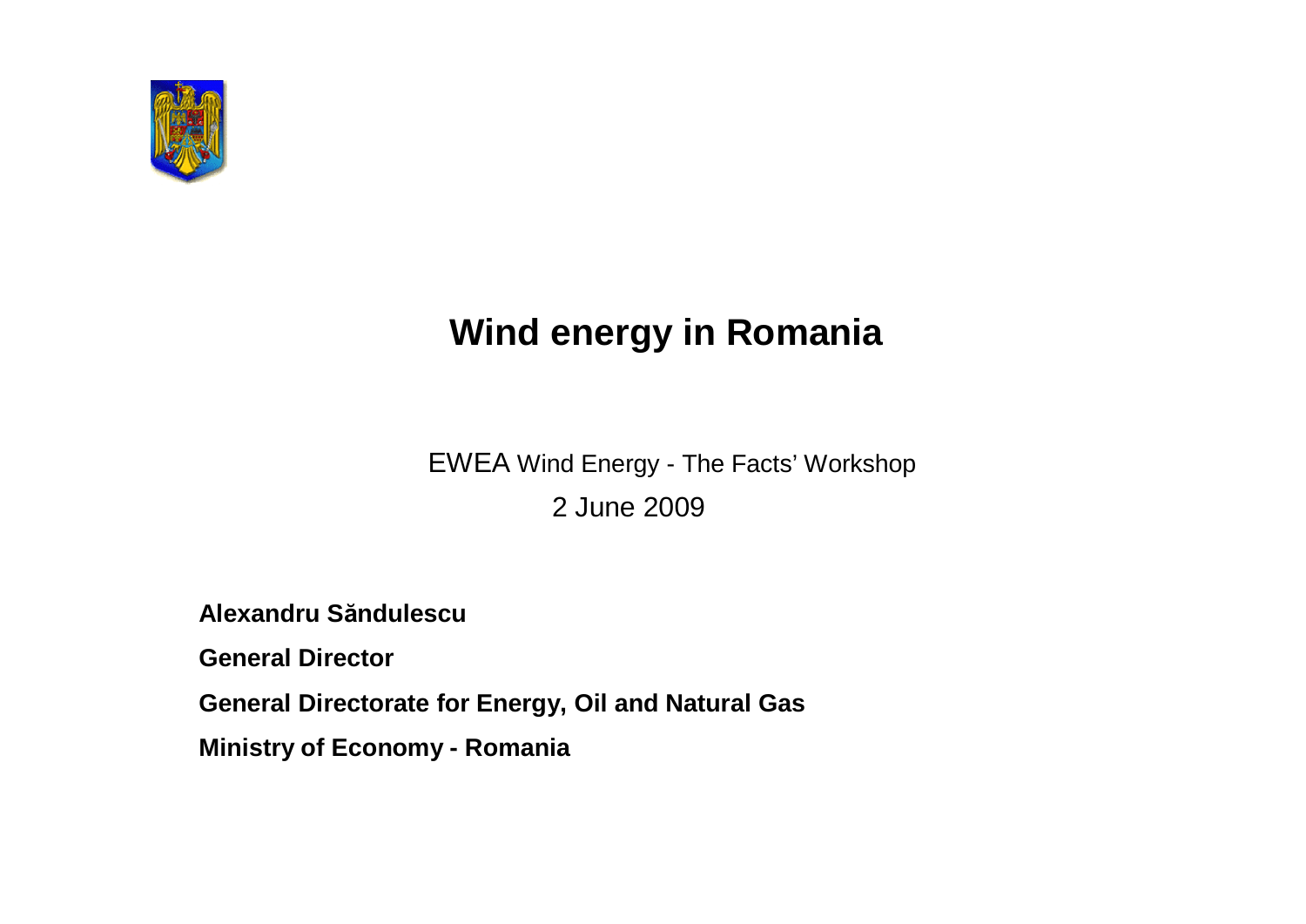# Wind energy in Romania

EWEA Wind Energy - The Facts' Workshop

2 June 2009

**Alexandru Săndulescu**

**General Director**

**General Directorate for Energy, Oil and Natural Gas**

**Ministry of Economy - Romania**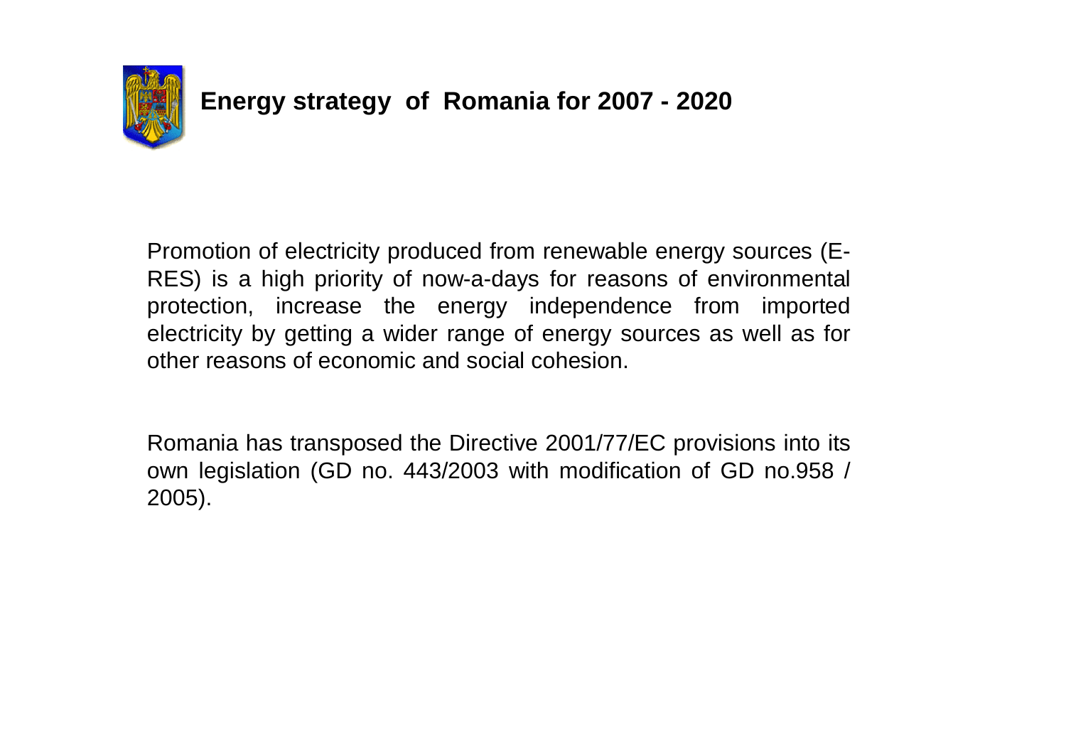## Energy strategy of Romania for 2007 - 2020

Promotion of electricity produced from renewable energy sources (E-RES) is a high priority of now-a-days for reasons of environmental protection, increase the energy independence from imported electricity by getting a wider range of energy sources as well as for other reasons of economic and social cohesion.

Romania has transposed the Directive 2001/77/EC provisions into its own legislation (GD no. 443/2003 with modification of GD no.958 / 2005).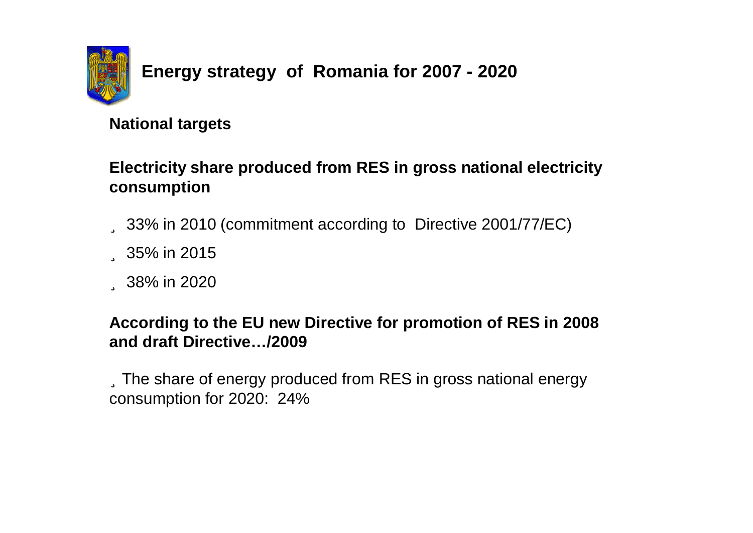# Energy strategy of Romania for 2007 - 2020

**National targets**

**Electricity share produced from RES in gross national electricity consumption**

- 33% in 2010 (commitment according to Directive 2001/77/EC)
- 35% in 2015
- 38% in 2020

**According to the EU new Directive for promotion of RES in 2008 and draft Directive…/2009**

- The share of energy produced from RES in gross national energy consumption for 2020: 24%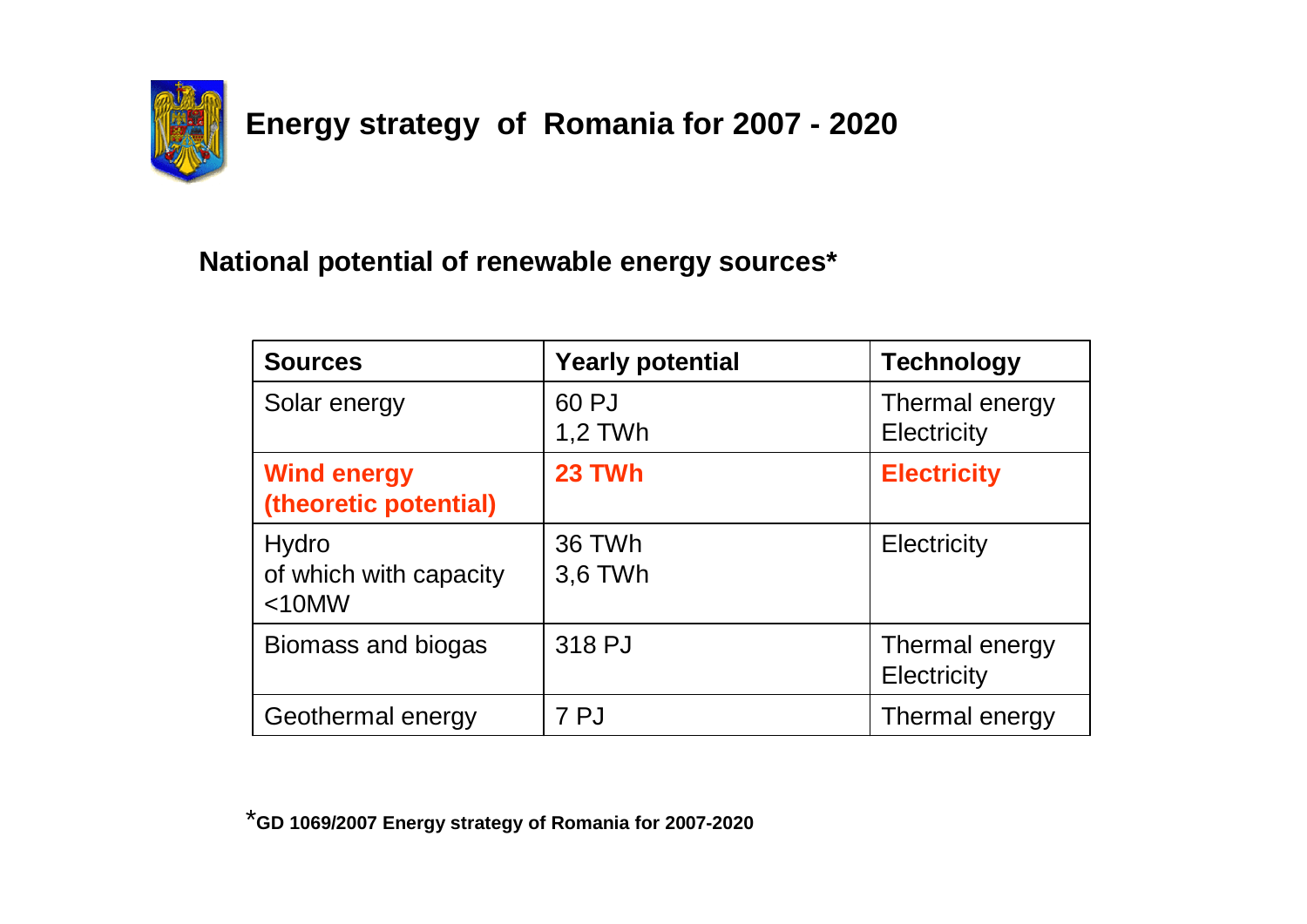# Energy strategy of Romania for 2007 - 2020

## National potential of renewable energy sources*

| Sources | Yearly potential | Technology |
|---|---|---|
| Solar energy | 60 PJ<br>1,2 TWh | Thermal energy<br>Electricity |
| **Wind energy (theoretic potential)** | **23 TWh** | **Electricity** |
| Hydro<br>of which with capacity <10MW | 36 TWh<br>3,6 TWh | Electricity |
| Biomass and biogas | 318 PJ | Thermal energy<br>Electricity |
| Geothermal energy | 7 PJ | Thermal energy |

***GD 1069/2007 Energy strategy of Romania for 2007-2020**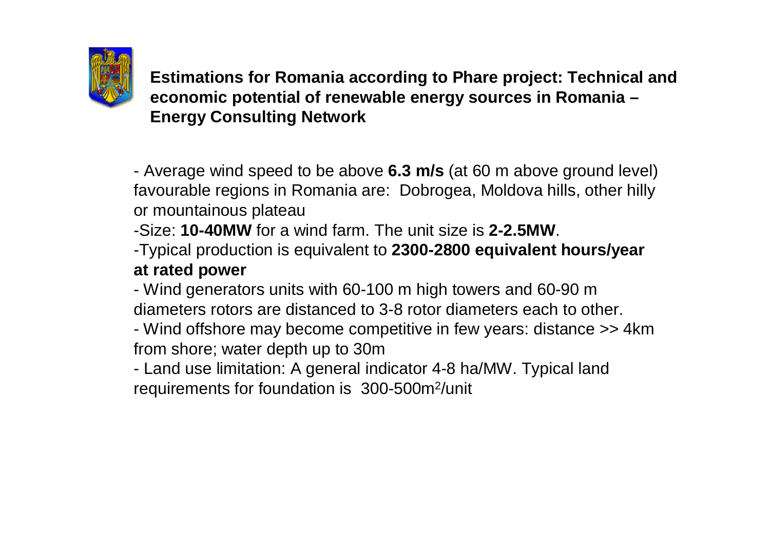## Estimations for Romania according to Phare project: Technical and economic potential of renewable energy sources in Romania – Energy Consulting Network

- Average wind speed to be above **6.3 m/s** (at 60 m above ground level) favourable regions in Romania are: Dobrogea, Moldova hills, other hilly or mountainous plateau
- Size: **10-40MW** for a wind farm. The unit size is **2-2.5MW**.
- Typical production is equivalent to **2300-2800 equivalent hours/year at rated power**
- Wind generators units with 60-100 m high towers and 60-90 m diameters rotors are distanced to 3-8 rotor diameters each to other.
- Wind offshore may become competitive in few years: distance >> 4km from shore; water depth up to 30m
- Land use limitation: A general indicator 4-8 ha/MW. Typical land requirements for foundation is 300-500$m^2$/unit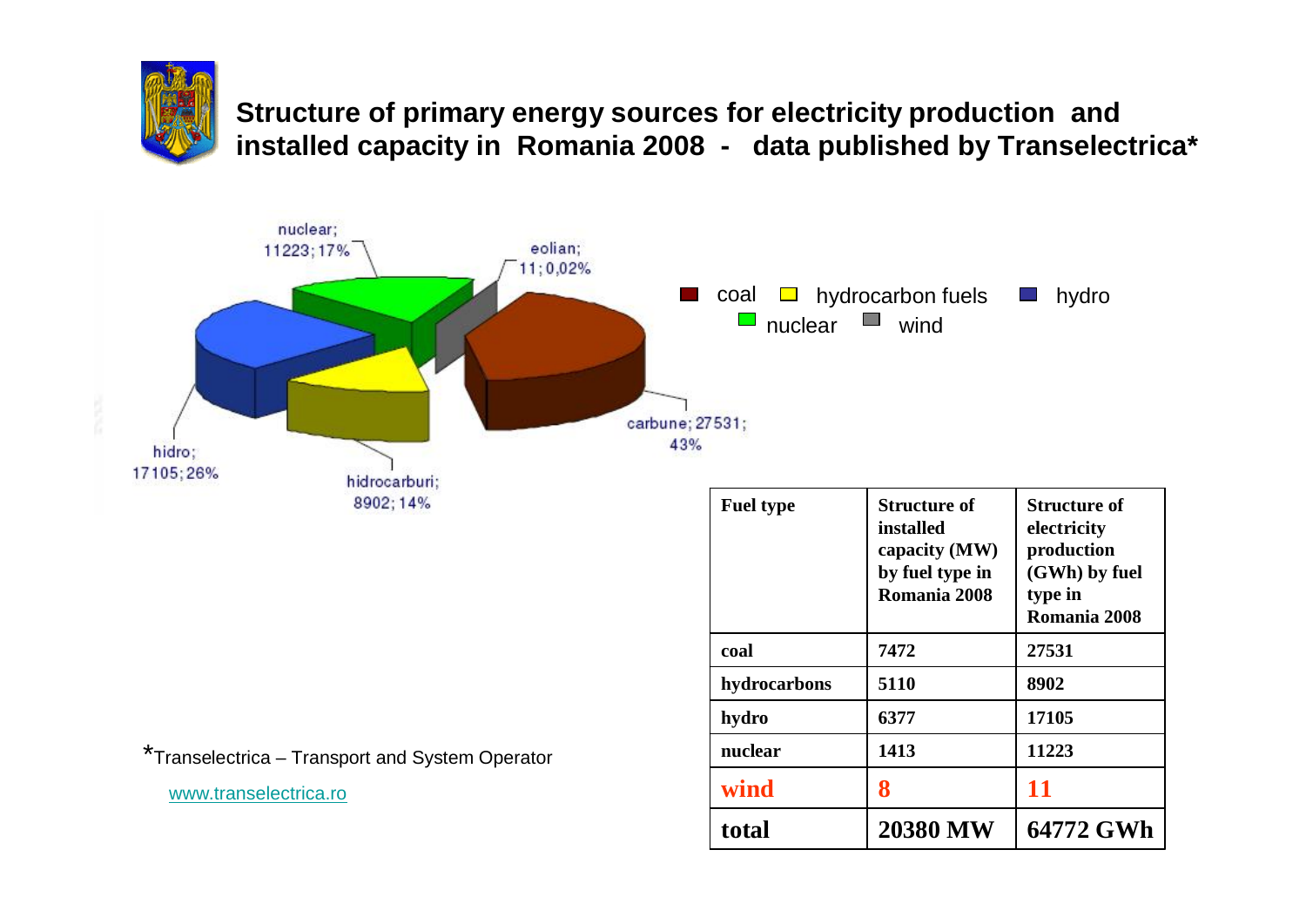# Structure of primary energy sources for electricity production and installed capacity in Romania 2008 - data published by Transelectrica*

nuclear; 11223; 17%

eolian; 11; 0,02%

carbune; 27531; 43%

hidro; 17105; 26%

hidrocarburi; 8902; 14%

coal, hydrocarbon fuels, hydro, nuclear, wind

| Fuel type | Structure of installed capacity (MW) by fuel type in Romania 2008 | Structure of electricity production (GWh) by fuel type in Romania 2008 |
| --- | --- | --- |
| coal | 7472 | 27531 |
| hydrocarbons | 5110 | 8902 |
| hydro | 6377 | 17105 |
| nuclear | 1413 | 11223 |
| **wind** | **8** | **11** |
| **total** | **20380 MW** | **64772 GWh** |

*Transelectrica – Transport and System Operator

www.transelectrica.ro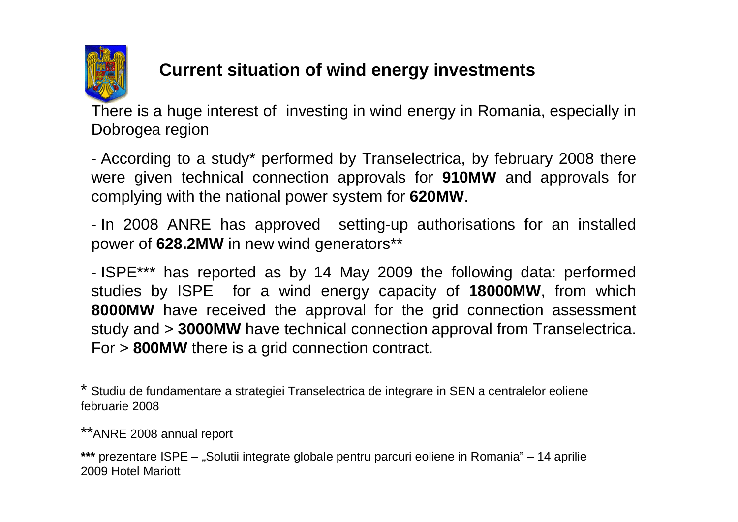## Current situation of wind energy investments

There is a huge interest of investing in wind energy in Romania, especially in Dobrogea region

- According to a study* performed by Transelectrica, by february 2008 there were given technical connection approvals for **910MW** and approvals for complying with the national power system for **620MW**.

- In 2008 ANRE has approved setting-up authorisations for an installed power of **628.2MW** in new wind generators**

- ISPE*** has reported as by 14 May 2009 the following data: performed studies by ISPE for a wind energy capacity of **18000MW**, from which **8000MW** have received the approval for the grid connection assessment study and > **3000MW** have technical connection approval from Transelectrica. For > **800MW** there is a grid connection contract.

* Studiu de fundamentare a strategiei Transelectrica de integrare in SEN a centralelor eoliene februarie 2008

**ANRE 2008 annual report

**\*\*\*** prezentare ISPE – „Solutii integrate globale pentru parcuri eoliene in Romania" – 14 aprilie 2009 Hotel Mariott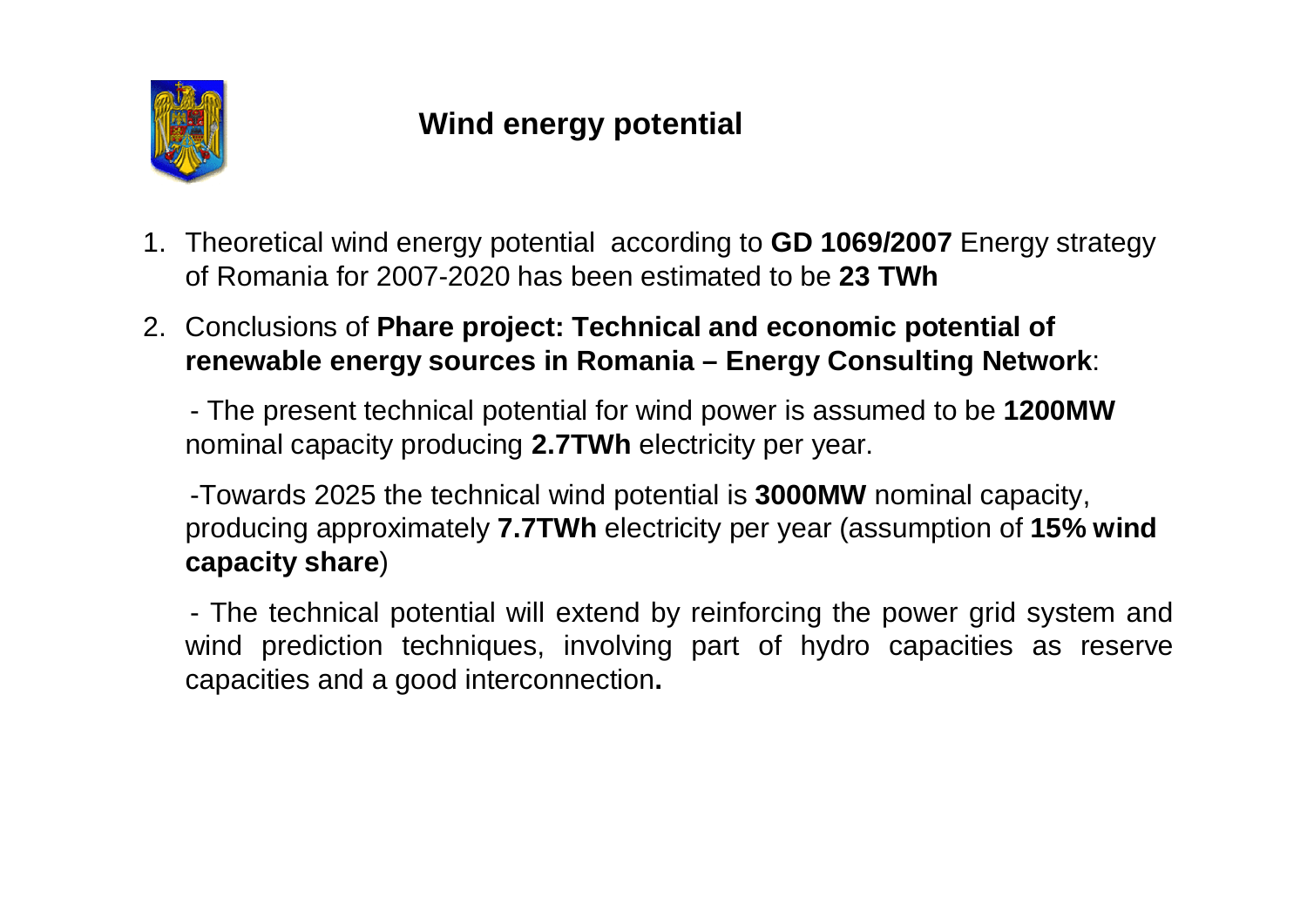# Wind energy potential

1. Theoretical wind energy potential according to **GD 1069/2007** Energy strategy of Romania for 2007-2020 has been estimated to be **23 TWh**

2. Conclusions of **Phare project: Technical and economic potential of renewable energy sources in Romania – Energy Consulting Network**:

   - The present technical potential for wind power is assumed to be **1200MW** nominal capacity producing **2.7TWh** electricity per year.

   - Towards 2025 the technical wind potential is **3000MW** nominal capacity, producing approximately **7.7TWh** electricity per year (assumption of **15% wind capacity share**)

   - The technical potential will extend by reinforcing the power grid system and wind prediction techniques, involving part of hydro capacities as reserve capacities and a good interconnection**.**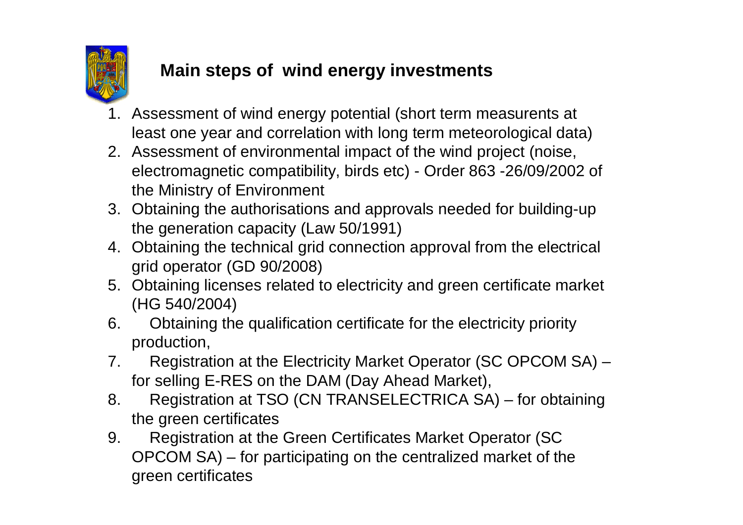## Main steps of wind energy investments

1. Assessment of wind energy potential (short term measurents at least one year and correlation with long term meteorological data)
2. Assessment of environmental impact of the wind project (noise, electromagnetic compatibility, birds etc) - Order 863 -26/09/2002 of the Ministry of Environment
3. Obtaining the authorisations and approvals needed for building-up the generation capacity (Law 50/1991)
4. Obtaining the technical grid connection approval from the electrical grid operator (GD 90/2008)
5. Obtaining licenses related to electricity and green certificate market (HG 540/2004)
6. Obtaining the qualification certificate for the electricity priority production,
7. Registration at the Electricity Market Operator (SC OPCOM SA) – for selling E-RES on the DAM (Day Ahead Market),
8. Registration at TSO (CN TRANSELECTRICA SA) – for obtaining the green certificates
9. Registration at the Green Certificates Market Operator (SC OPCOM SA) – for participating on the centralized market of the green certificates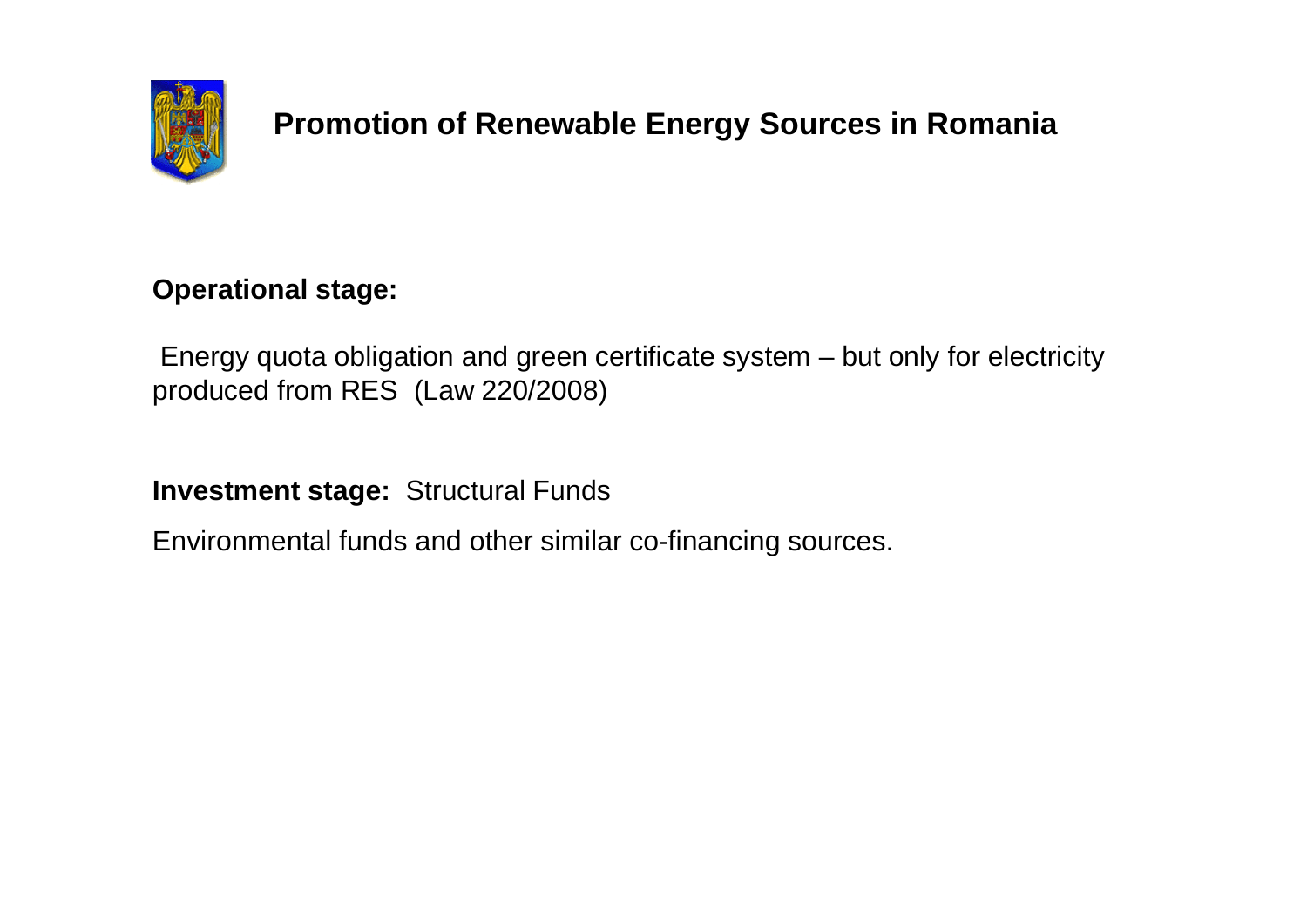# Promotion of Renewable Energy Sources in Romania

**Operational stage:**

Energy quota obligation and green certificate system – but only for electricity produced from RES (Law 220/2008)

**Investment stage:** Structural Funds

Environmental funds and other similar co-financing sources.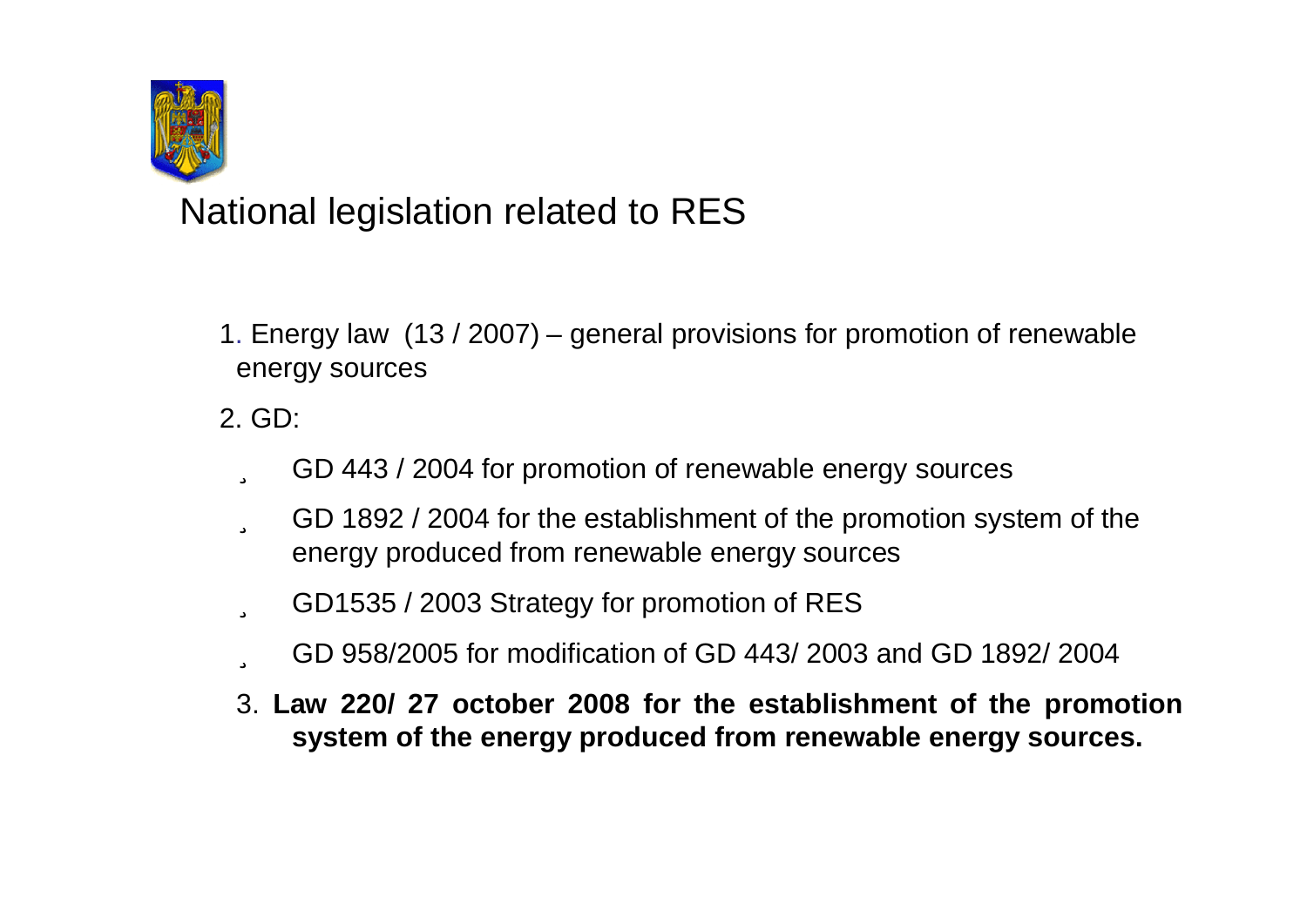# National legislation related to RES

1. Energy law (13 / 2007) – general provisions for promotion of renewable energy sources

2. GD:

   - GD 443 / 2004 for promotion of renewable energy sources
   - GD 1892 / 2004 for the establishment of the promotion system of the energy produced from renewable energy sources
   - GD1535 / 2003 Strategy for promotion of RES
   - GD 958/2005 for modification of GD 443/ 2003 and GD 1892/ 2004

3. **Law 220/ 27 october 2008 for the establishment of the promotion system of the energy produced from renewable energy sources.**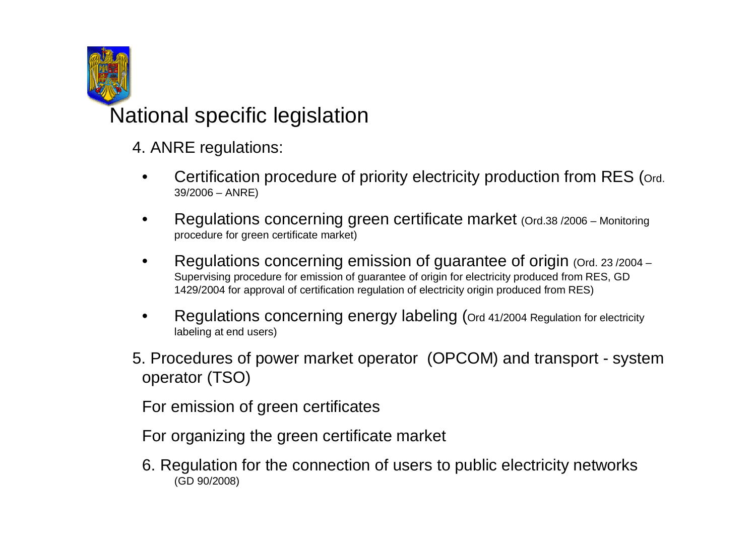# National specific legislation

4. ANRE regulations:

- Certification procedure of priority electricity production from RES (Ord. 39/2006 – ANRE)
- Regulations concerning green certificate market (Ord.38 /2006 – Monitoring procedure for green certificate market)
- Regulations concerning emission of guarantee of origin (Ord. 23 /2004 – Supervising procedure for emission of guarantee of origin for electricity produced from RES, GD 1429/2004 for approval of certification regulation of electricity origin produced from RES)
- Regulations concerning energy labeling (Ord 41/2004 Regulation for electricity labeling at end users)

5. Procedures of power market operator (OPCOM) and transport - system operator (TSO)

For emission of green certificates

For organizing the green certificate market

6. Regulation for the connection of users to public electricity networks (GD 90/2008)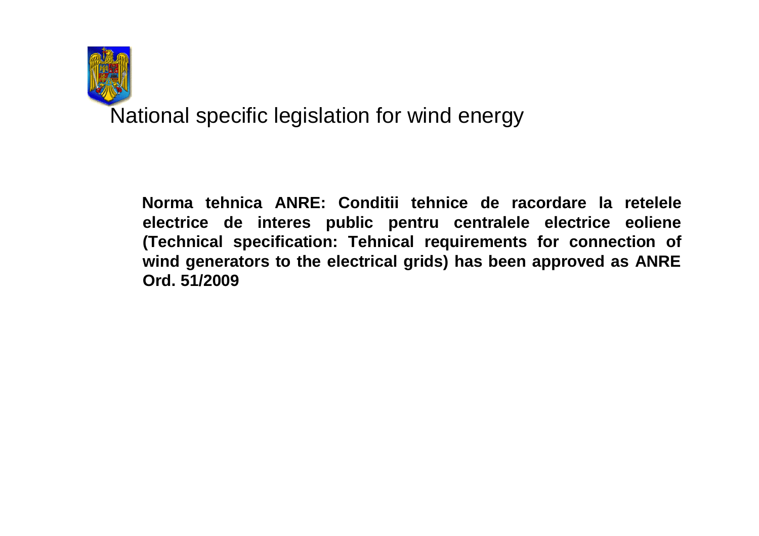# National specific legislation for wind energy

**Norma tehnica ANRE: Conditii tehnice de racordare la retelele electrice de interes public pentru centralele electrice eoliene (Technical specification: Tehnical requirements for connection of wind generators to the electrical grids) has been approved as ANRE Ord. 51/2009**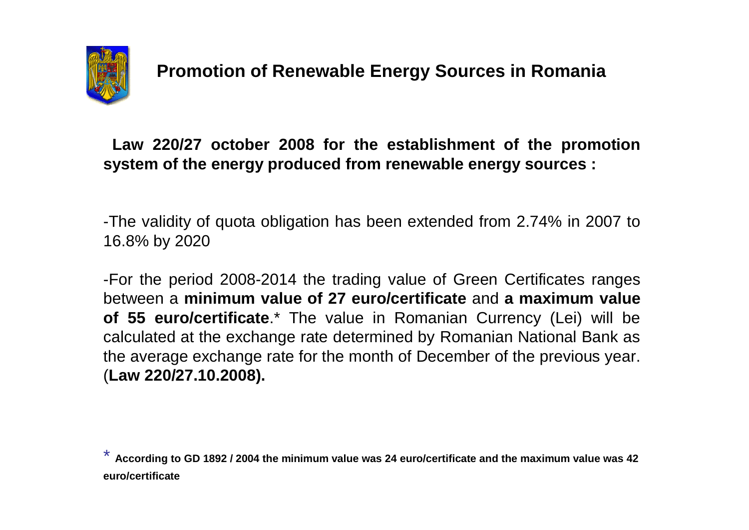## Promotion of Renewable Energy Sources in Romania

**Law 220/27 october 2008 for the establishment of the promotion system of the energy produced from renewable energy sources :**

-The validity of quota obligation has been extended from 2.74% in 2007 to 16.8% by 2020

-For the period 2008-2014 the trading value of Green Certificates ranges between a **minimum value of 27 euro/certificate** and **a maximum value of 55 euro/certificate**.* The value in Romanian Currency (Lei) will be calculated at the exchange rate determined by Romanian National Bank as the average exchange rate for the month of December of the previous year. (**Law 220/27.10.2008).**

\* **According to GD 1892 / 2004 the minimum value was 24 euro/certificate and the maximum value was 42 euro/certificate**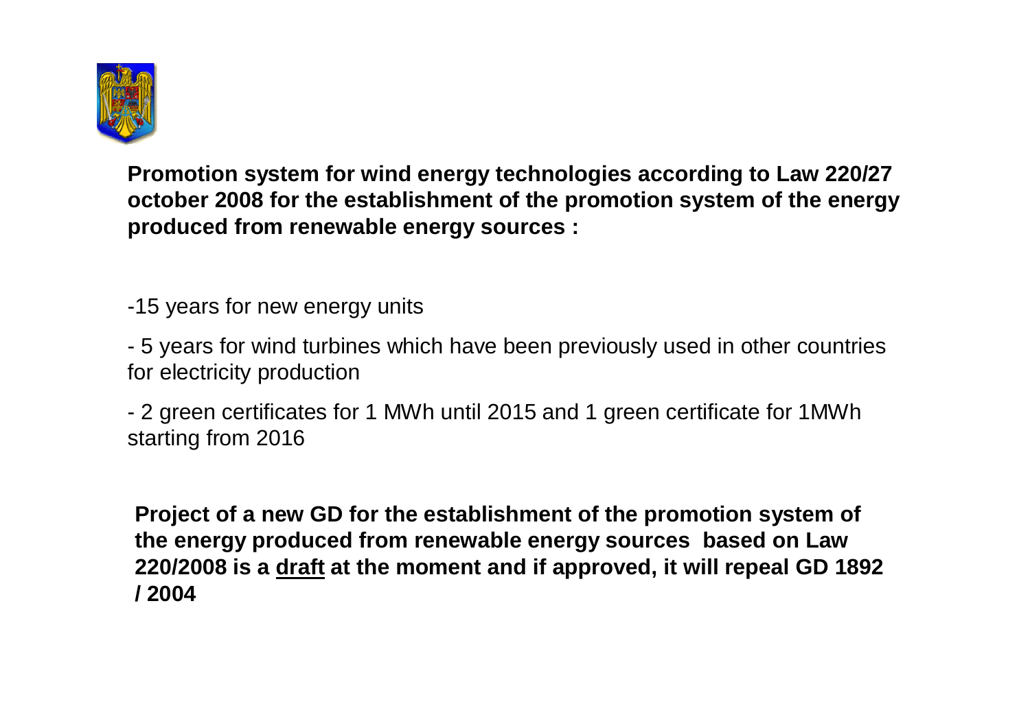**Promotion system for wind energy technologies according to Law 220/27 october 2008 for the establishment of the promotion system of the energy produced from renewable energy sources :**

-15 years for new energy units

- 5 years for wind turbines which have been previously used in other countries for electricity production

- 2 green certificates for 1 MWh until 2015 and 1 green certificate for 1MWh starting from 2016

**Project of a new GD for the establishment of the promotion system of the energy produced from renewable energy sources based on Law 220/2008 is a <u>draft</u> at the moment and if approved, it will repeal GD 1892 / 2004**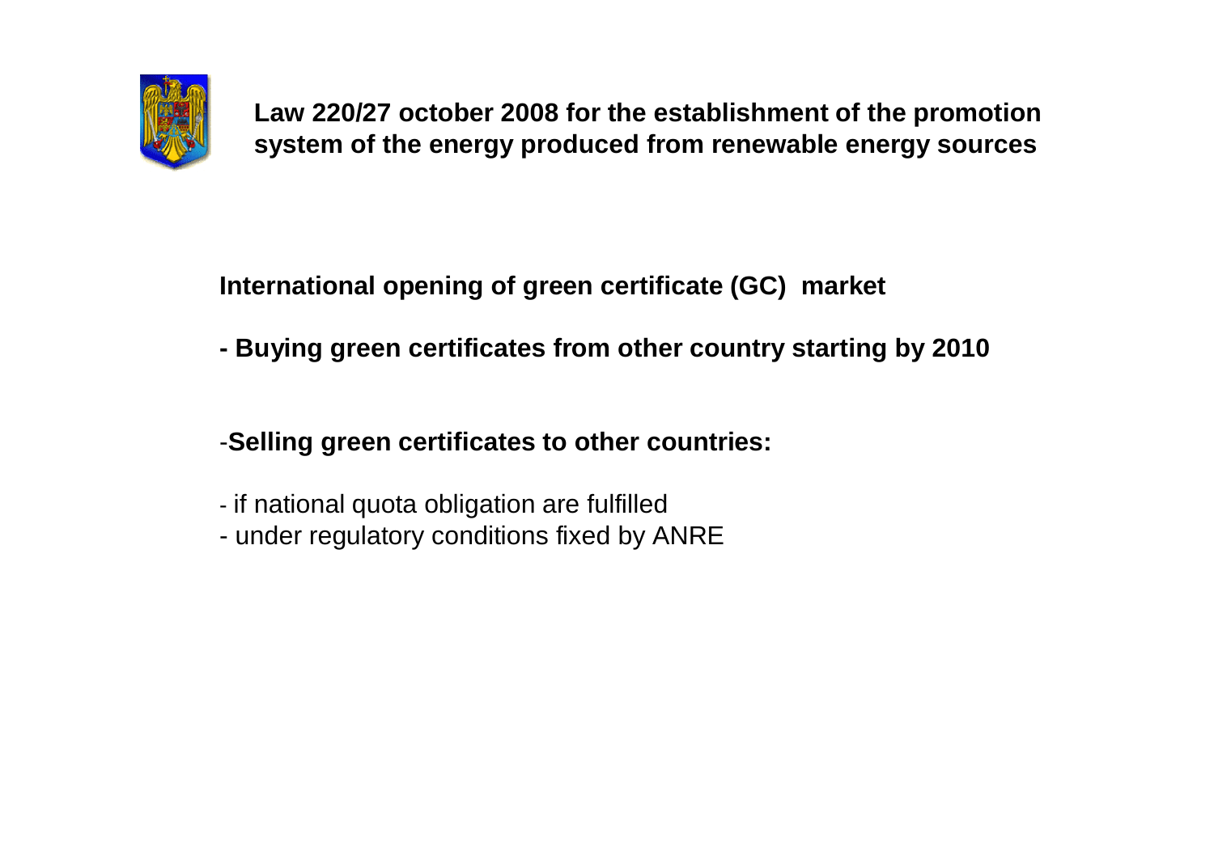**Law 220/27 october 2008 for the establishment of the promotion system of the energy produced from renewable energy sources**

**International opening of green certificate (GC) market**

**- Buying green certificates from other country starting by 2010**

-**Selling green certificates to other countries:**

- if national quota obligation are fulfilled
- under regulatory conditions fixed by ANRE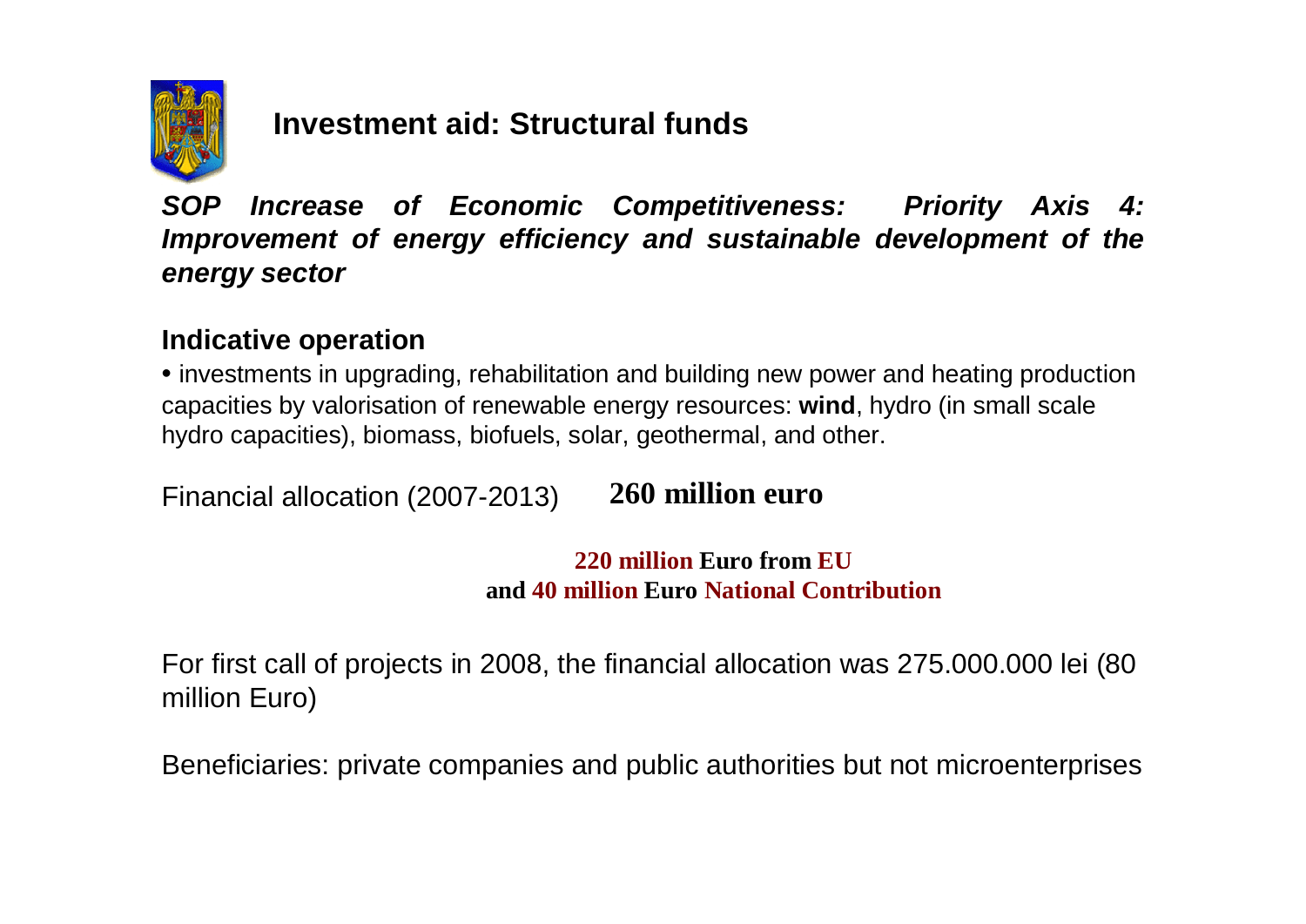## Investment aid: Structural funds

***SOP Increase of Economic Competitiveness: Priority Axis 4: Improvement of energy efficiency and sustainable development of the energy sector***

### Indicative operation

- investments in upgrading, rehabilitation and building new power and heating production capacities by valorisation of renewable energy resources: **wind**, hydro (in small scale hydro capacities), biomass, biofuels, solar, geothermal, and other.

Financial allocation (2007-2013) **260 million euro**

**220 million Euro from EU**
**and 40 million Euro National Contribution**

For first call of projects in 2008, the financial allocation was 275.000.000 lei (80 million Euro)

Beneficiaries: private companies and public authorities but not microenterprises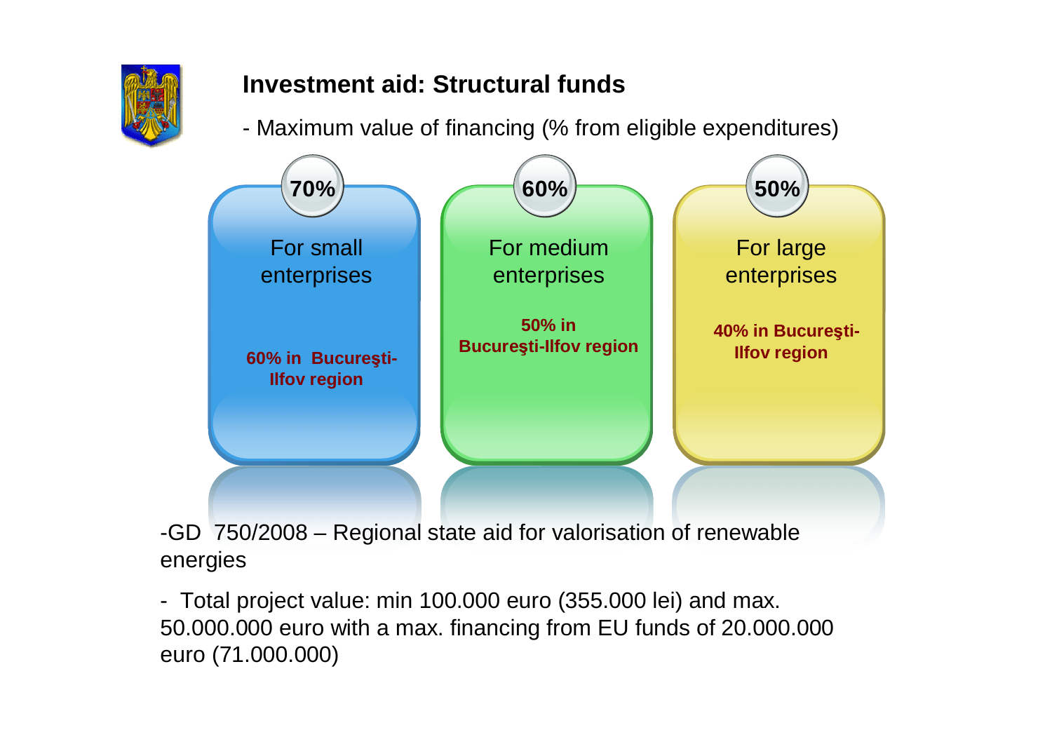## Investment aid: Structural funds

- Maximum value of financing (% from eligible expenditures)

| 70% | 60% | 50% |
|---|---|---|
| For small enterprises | For medium enterprises | For large enterprises |
| **60% in Bucureşti-Ilfov region** | **50% in Bucureşti-Ilfov region** | **40% in Bucureşti-Ilfov region** |

-GD 750/2008 – Regional state aid for valorisation of renewable energies

- Total project value: min 100.000 euro (355.000 lei) and max. 50.000.000 euro with a max. financing from EU funds of 20.000.000 euro (71.000.000)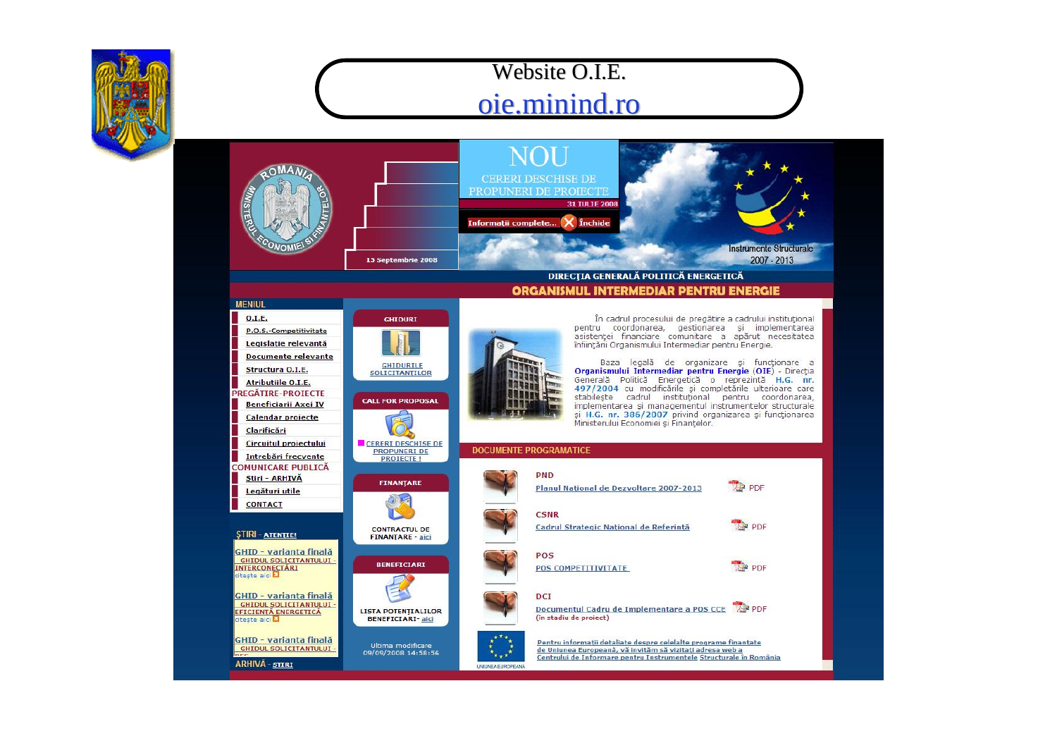# Website O.I.E.

oie.minind.ro

NOU

CERERI DESCHISE DE PROPUNERI DE PROIECTE

31 IULIE 2008

Informații complete... Închide

15 Septembrie 2008

Instrumente Structurale 2007 - 2013

DIRECȚIA GENERALĂ POLITICĂ ENERGETICĂ

## ORGANISMUL INTERMEDIAR PENTRU ENERGIE

**MENIUL**

- O.I.E.
- P.O.S.-Competitivitate
- Legislație relevantă
- Documente relevante
- Structura O.I.E.
- Atribuțiile O.I.E.

**PREGĂTIRE-PROIECTE**

- Beneficiarii Axei IV
- Calendar proiecte
- Clarificări
- Circuitul proiectului
- Întrebări frecvente

**COMUNICARE PUBLICĂ**

- Știri - ARHIVĂ
- Legături utile
- CONTACT

**ȘTIRI** - ATENȚIE!

GHID - varianta finală – GHIDUL SOLICITANTULUI - INTERCONECTĂRI – citește aici

GHID - varianta finală – GHIDUL SOLICITANTULUI - EFICIENȚĂ ENERGETICĂ – citește aici

GHID - varianta finală – GHIDUL SOLICITANTULUI -

**ARHIVĂ** - ȘTIRI

**GHIDURI** – GHIDURILE SOLICITANȚILOR

**CALL FOR PROPOSAL** – CERERI DESCHISE DE PROPUNERI DE PROIECTE !

**FINANȚARE** – CONTRACTUL DE FINANȚARE - aici

**BENEFICIARI** – LISTA POTENȚIALILOR BENEFICIARI - aici

Ultima modificare 09/09/2008 14:58:56

În cadrul procesului de pregătire a cadrului instituțional pentru coordonarea, gestionarea și implementarea asistenței financiare comunitare a apărut necesitatea înființării Organismului Intermediar pentru Energie.

Baza legală de organizare și funcționare a **Organismului Intermediar pentru Energie** (**OIE**) - Direcția Generală Politică Energetică o reprezintă **H.G. nr. 497/2004** cu modificările și completările ulterioare care stabilește cadrul instituțional pentru coordonarea, implementarea și managementul instrumentelor structurale și **H.G. nr. 386/2007** privind organizarea și funcționarea Ministerului Economiei și Finanțelor.

### DOCUMENTE PROGRAMATICE

**PND** – Planul Național de Dezvoltare 2007-2013 – PDF

**CSNR** – Cadrul Strategic Național de Referință – PDF

**POS** – POS COMPETITIVITATE – PDF

**DCI** – Documentul Cadru de Implementare a POS CCE (în stadiu de proiect) – PDF

Pentru informații detaliate despre celelalte programe finanțate de Uniunea Europeană, vă invităm să vizitați adresa web a Centrului de Informare pentru Instrumentele Structurale în România

UNIUNEA EUROPEANĂ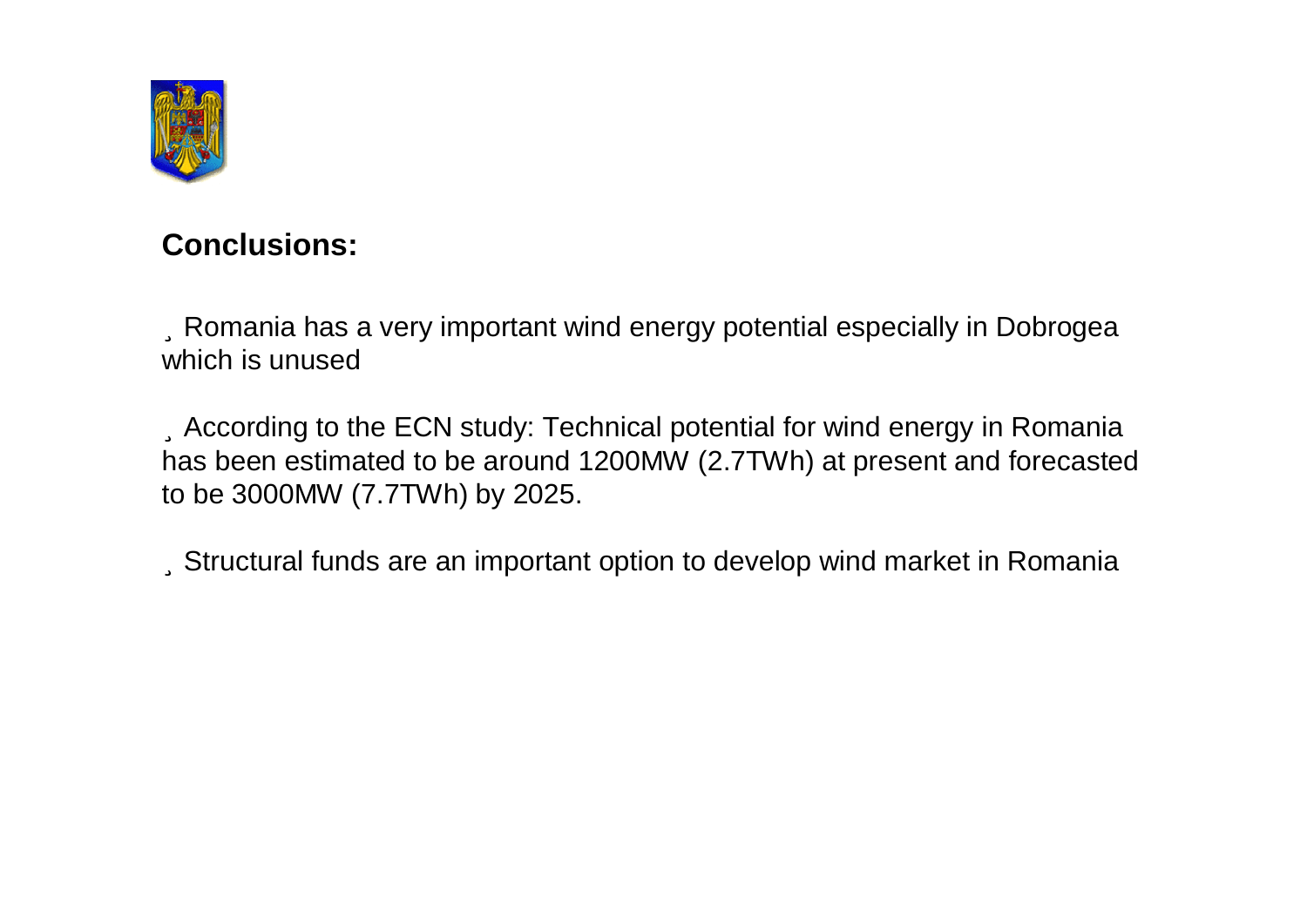## Conclusions:

- Romania has a very important wind energy potential especially in Dobrogea which is unused

- According to the ECN study: Technical potential for wind energy in Romania has been estimated to be around 1200MW (2.7TWh) at present and forecasted to be 3000MW (7.7TWh) by 2025.

- Structural funds are an important option to develop wind market in Romania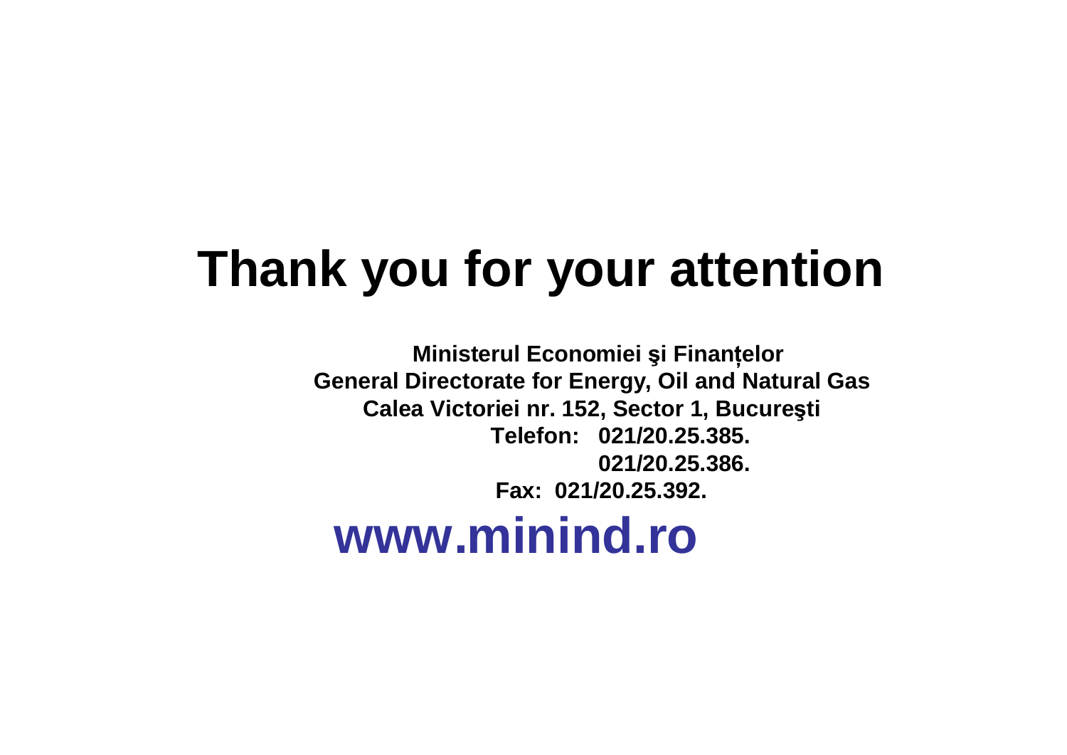# Thank you for your attention

**Ministerul Economiei şi Finanțelor**
**General Directorate for Energy, Oil and Natural Gas**
**Calea Victoriei nr. 152, Sector 1, Bucureşti**
**Telefon: 021/20.25.385.**
**021/20.25.386.**
**Fax: 021/20.25.392.**

**www.minind.ro**